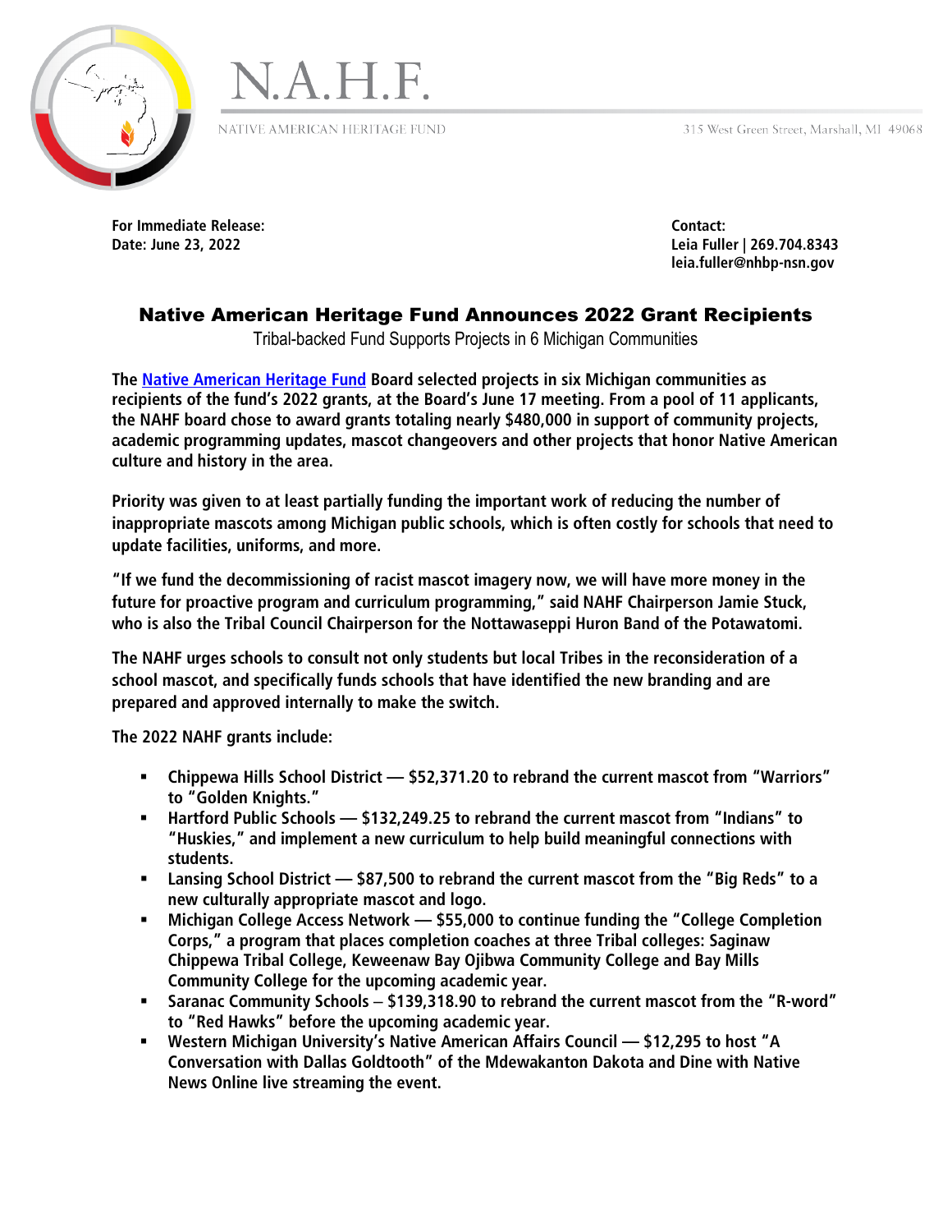N.A.H.F.

NATIVE AMERICAN HERITAGE FUND

315 West Green Street, Marshall, MI 49068

**For Immediate Release:**
**Date: June 23, 2022**

**Contact:**
**Leia Fuller | 269.704.8343**
**leia.fuller@nhbp-nsn.gov**

# Native American Heritage Fund Announces 2022 Grant Recipients

Tribal-backed Fund Supports Projects in 6 Michigan Communities

**The Native American Heritage Fund Board selected projects in six Michigan communities as recipients of the fund's 2022 grants, at the Board's June 17 meeting. From a pool of 11 applicants, the NAHF board chose to award grants totaling nearly $480,000 in support of community projects, academic programming updates, mascot changeovers and other projects that honor Native American culture and history in the area.**

**Priority was given to at least partially funding the important work of reducing the number of inappropriate mascots among Michigan public schools, which is often costly for schools that need to update facilities, uniforms, and more.**

**"If we fund the decommissioning of racist mascot imagery now, we will have more money in the future for proactive program and curriculum programming," said NAHF Chairperson Jamie Stuck, who is also the Tribal Council Chairperson for the Nottawaseppi Huron Band of the Potawatomi.**

**The NAHF urges schools to consult not only students but local Tribes in the reconsideration of a school mascot, and specifically funds schools that have identified the new branding and are prepared and approved internally to make the switch.**

**The 2022 NAHF grants include:**

- **Chippewa Hills School District — $52,371.20 to rebrand the current mascot from "Warriors" to "Golden Knights."**
- **Hartford Public Schools — $132,249.25 to rebrand the current mascot from "Indians" to "Huskies," and implement a new curriculum to help build meaningful connections with students.**
- **Lansing School District — $87,500 to rebrand the current mascot from the "Big Reds" to a new culturally appropriate mascot and logo.**
- **Michigan College Access Network — $55,000 to continue funding the "College Completion Corps," a program that places completion coaches at three Tribal colleges: Saginaw Chippewa Tribal College, Keweenaw Bay Ojibwa Community College and Bay Mills Community College for the upcoming academic year.**
- **Saranac Community Schools – $139,318.90 to rebrand the current mascot from the "R-word" to "Red Hawks" before the upcoming academic year.**
- **Western Michigan University's Native American Affairs Council — $12,295 to host "A Conversation with Dallas Goldtooth" of the Mdewakanton Dakota and Dine with Native News Online live streaming the event.**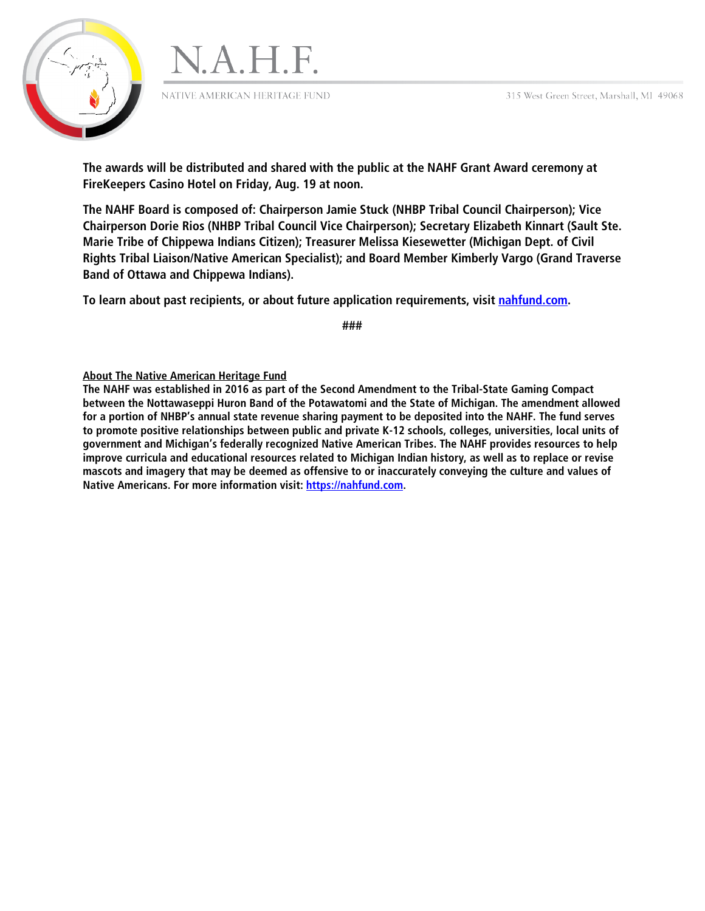**The awards will be distributed and shared with the public at the NAHF Grant Award ceremony at FireKeepers Casino Hotel on Friday, Aug. 19 at noon.**

**The NAHF Board is composed of: Chairperson Jamie Stuck (NHBP Tribal Council Chairperson); Vice Chairperson Dorie Rios (NHBP Tribal Council Vice Chairperson); Secretary Elizabeth Kinnart (Sault Ste. Marie Tribe of Chippewa Indians Citizen); Treasurer Melissa Kiesewetter (Michigan Dept. of Civil Rights Tribal Liaison/Native American Specialist); and Board Member Kimberly Vargo (Grand Traverse Band of Ottawa and Chippewa Indians).**

**To learn about past recipients, or about future application requirements, visit [nahfund.com](https://nahfund.com).**

**###**

**About The Native American Heritage Fund**

**The NAHF was established in 2016 as part of the Second Amendment to the Tribal-State Gaming Compact between the Nottawaseppi Huron Band of the Potawatomi and the State of Michigan. The amendment allowed for a portion of NHBP's annual state revenue sharing payment to be deposited into the NAHF. The fund serves to promote positive relationships between public and private K-12 schools, colleges, universities, local units of government and Michigan's federally recognized Native American Tribes. The NAHF provides resources to help improve curricula and educational resources related to Michigan Indian history, as well as to replace or revise mascots and imagery that may be deemed as offensive to or inaccurately conveying the culture and values of Native Americans. For more information visit: [https://nahfund.com](https://nahfund.com).**